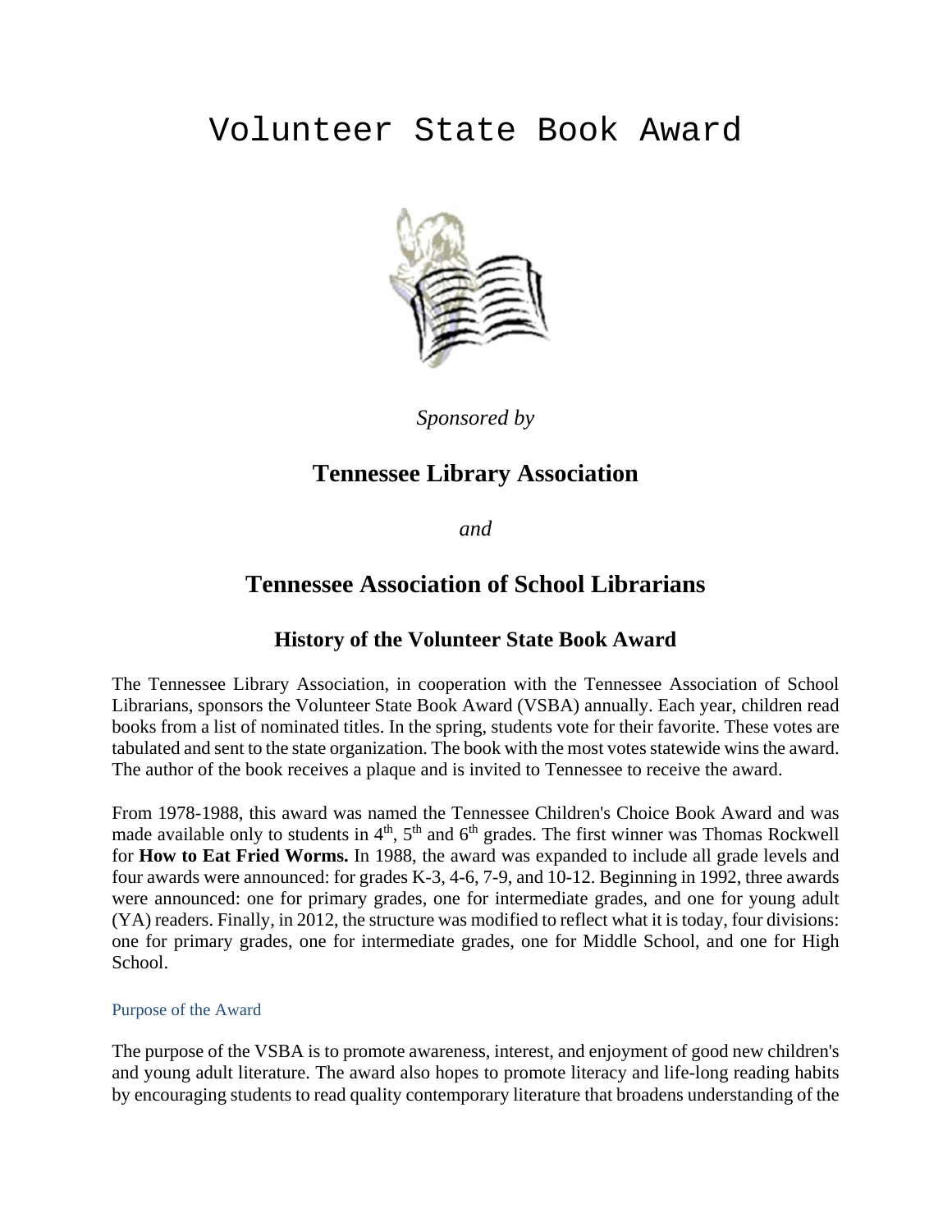# Volunteer State Book Award

*Sponsored by*

## Tennessee Library Association

*and*

## Tennessee Association of School Librarians

### History of the Volunteer State Book Award

The Tennessee Library Association, in cooperation with the Tennessee Association of School Librarians, sponsors the Volunteer State Book Award (VSBA) annually. Each year, children read books from a list of nominated titles. In the spring, students vote for their favorite. These votes are tabulated and sent to the state organization. The book with the most votes statewide wins the award. The author of the book receives a plaque and is invited to Tennessee to receive the award.

From 1978-1988, this award was named the Tennessee Children's Choice Book Award and was made available only to students in 4th, 5th and 6th grades. The first winner was Thomas Rockwell for **How to Eat Fried Worms.** In 1988, the award was expanded to include all grade levels and four awards were announced: for grades K-3, 4-6, 7-9, and 10-12. Beginning in 1992, three awards were announced: one for primary grades, one for intermediate grades, and one for young adult (YA) readers. Finally, in 2012, the structure was modified to reflect what it is today, four divisions: one for primary grades, one for intermediate grades, one for Middle School, and one for High School.

#### Purpose of the Award

The purpose of the VSBA is to promote awareness, interest, and enjoyment of good new children's and young adult literature. The award also hopes to promote literacy and life-long reading habits by encouraging students to read quality contemporary literature that broadens understanding of the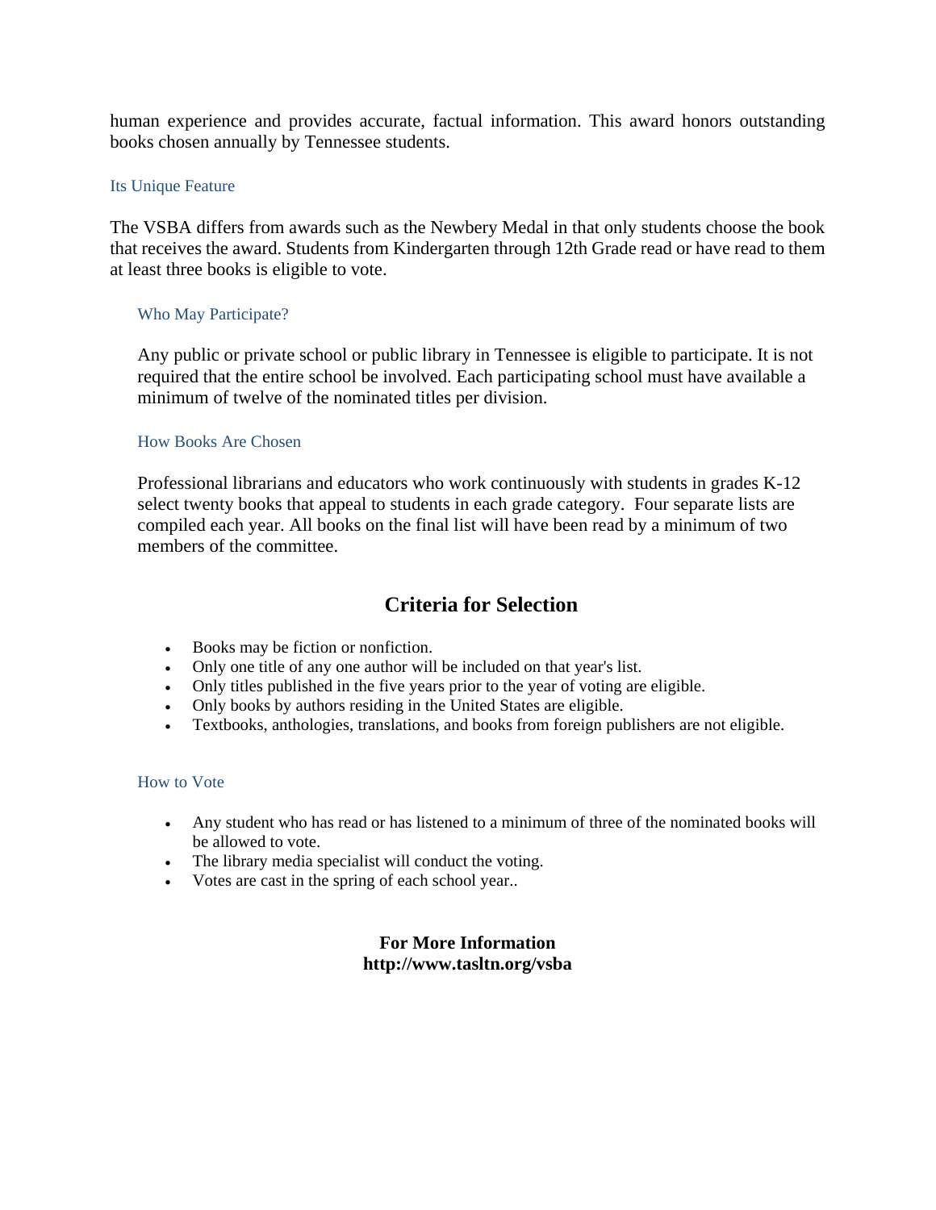human experience and provides accurate, factual information. This award honors outstanding books chosen annually by Tennessee students.

### Its Unique Feature

The VSBA differs from awards such as the Newbery Medal in that only students choose the book that receives the award. Students from Kindergarten through 12th Grade read or have read to them at least three books is eligible to vote.

### Who May Participate?

Any public or private school or public library in Tennessee is eligible to participate. It is not required that the entire school be involved. Each participating school must have available a minimum of twelve of the nominated titles per division.

### How Books Are Chosen

Professional librarians and educators who work continuously with students in grades K-12 select twenty books that appeal to students in each grade category. Four separate lists are compiled each year. All books on the final list will have been read by a minimum of two members of the committee.

## Criteria for Selection

- Books may be fiction or nonfiction.
- Only one title of any one author will be included on that year's list.
- Only titles published in the five years prior to the year of voting are eligible.
- Only books by authors residing in the United States are eligible.
- Textbooks, anthologies, translations, and books from foreign publishers are not eligible.

### How to Vote

- Any student who has read or has listened to a minimum of three of the nominated books will be allowed to vote.
- The library media specialist will conduct the voting.
- Votes are cast in the spring of each school year..

**For More Information**
**http://www.tasltn.org/vsba**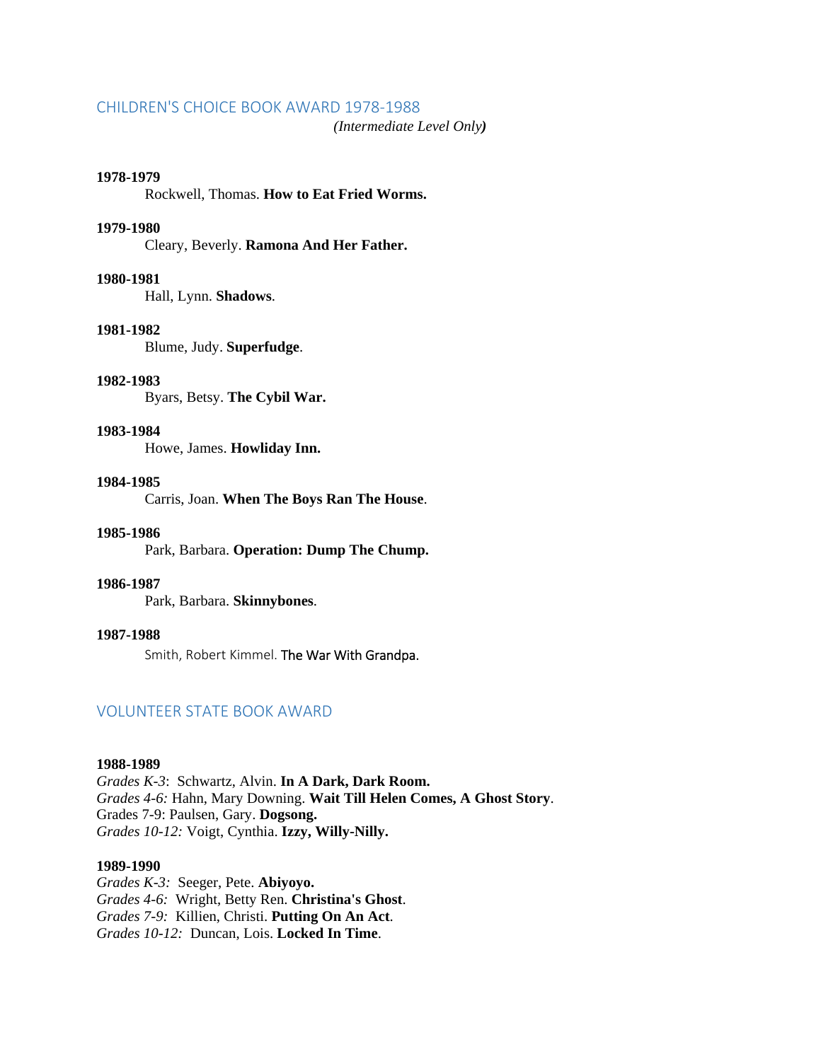## CHILDREN'S CHOICE BOOK AWARD 1978-1988

*(Intermediate Level Only)*

**1978-1979**
Rockwell, Thomas. **How to Eat Fried Worms.**

**1979-1980**
Cleary, Beverly. **Ramona And Her Father.**

**1980-1981**
Hall, Lynn. **Shadows**.

**1981-1982**
Blume, Judy. **Superfudge**.

**1982-1983**
Byars, Betsy. **The Cybil War.**

**1983-1984**
Howe, James. **Howliday Inn.**

**1984-1985**
Carris, Joan. **When The Boys Ran The House**.

**1985-1986**
Park, Barbara. **Operation: Dump The Chump.**

**1986-1987**
Park, Barbara. **Skinnybones**.

**1987-1988**
Smith, Robert Kimmel. The War With Grandpa.

## VOLUNTEER STATE BOOK AWARD

**1988-1989**
*Grades K-3*: Schwartz, Alvin. **In A Dark, Dark Room.**
*Grades 4-6:* Hahn, Mary Downing. **Wait Till Helen Comes, A Ghost Story**.
Grades 7-9: Paulsen, Gary. **Dogsong.**
*Grades 10-12:* Voigt, Cynthia. **Izzy, Willy-Nilly.**

**1989-1990**
*Grades K-3:* Seeger, Pete. **Abiyoyo.**
*Grades 4-6:* Wright, Betty Ren. **Christina's Ghost**.
*Grades 7-9:* Killien, Christi. **Putting On An Act**.
*Grades 10-12:* Duncan, Lois. **Locked In Time**.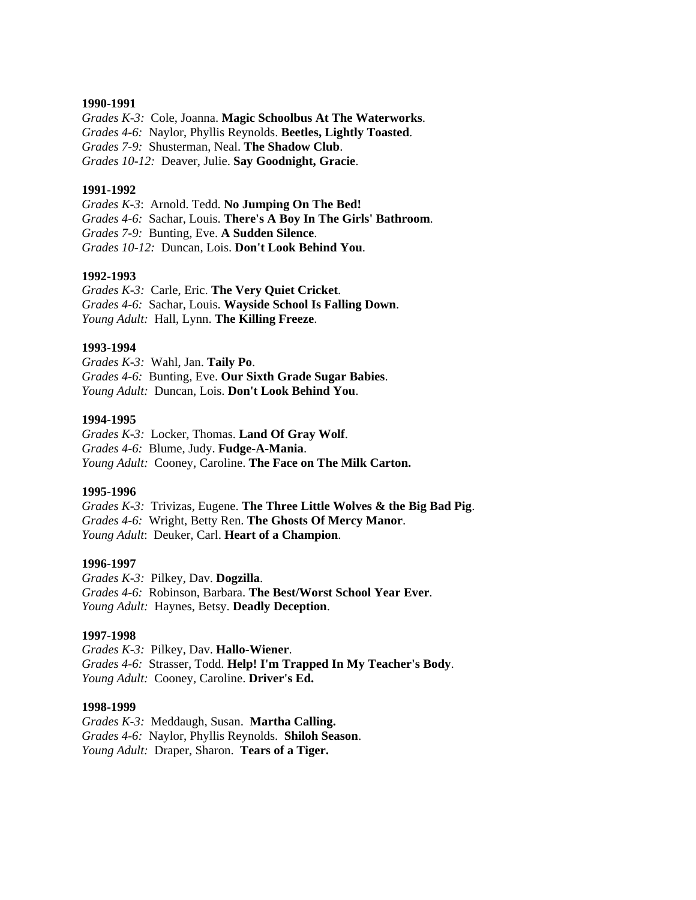**1990-1991**

*Grades K-3:* Cole, Joanna. **Magic Schoolbus At The Waterworks**.
*Grades 4-6:* Naylor, Phyllis Reynolds. **Beetles, Lightly Toasted**.
*Grades 7-9:* Shusterman, Neal. **The Shadow Club**.
*Grades 10-12:* Deaver, Julie. **Say Goodnight, Gracie**.

**1991-1992**

*Grades K-3*: Arnold. Tedd. **No Jumping On The Bed!**
*Grades 4-6:* Sachar, Louis. **There's A Boy In The Girls' Bathroom**.
*Grades 7-9:* Bunting, Eve. **A Sudden Silence**.
*Grades 10-12:* Duncan, Lois. **Don't Look Behind You**.

**1992-1993**

*Grades K-3:* Carle, Eric. **The Very Quiet Cricket**.
*Grades 4-6:* Sachar, Louis. **Wayside School Is Falling Down**.
*Young Adult:* Hall, Lynn. **The Killing Freeze**.

**1993-1994**

*Grades K-3:* Wahl, Jan. **Taily Po**.
*Grades 4-6:* Bunting, Eve. **Our Sixth Grade Sugar Babies**.
*Young Adult:* Duncan, Lois. **Don't Look Behind You**.

**1994-1995**

*Grades K-3:* Locker, Thomas. **Land Of Gray Wolf**.
*Grades 4-6:* Blume, Judy. **Fudge-A-Mania**.
*Young Adult:* Cooney, Caroline. **The Face on The Milk Carton.**

**1995-1996**

*Grades K-3:* Trivizas, Eugene. **The Three Little Wolves & the Big Bad Pig**.
*Grades 4-6:* Wright, Betty Ren. **The Ghosts Of Mercy Manor**.
*Young Adult*: Deuker, Carl. **Heart of a Champion**.

**1996-1997**

*Grades K-3:* Pilkey, Dav. **Dogzilla**.
*Grades 4-6:* Robinson, Barbara. **The Best/Worst School Year Ever**.
*Young Adult:* Haynes, Betsy. **Deadly Deception**.

**1997-1998**

*Grades K-3:* Pilkey, Dav. **Hallo-Wiener**.
*Grades 4-6:* Strasser, Todd. **Help! I'm Trapped In My Teacher's Body**.
*Young Adult:* Cooney, Caroline. **Driver's Ed.**

**1998-1999**

*Grades K-3:* Meddaugh, Susan. **Martha Calling.**
*Grades 4-6:* Naylor, Phyllis Reynolds. **Shiloh Season**.
*Young Adult:* Draper, Sharon. **Tears of a Tiger.**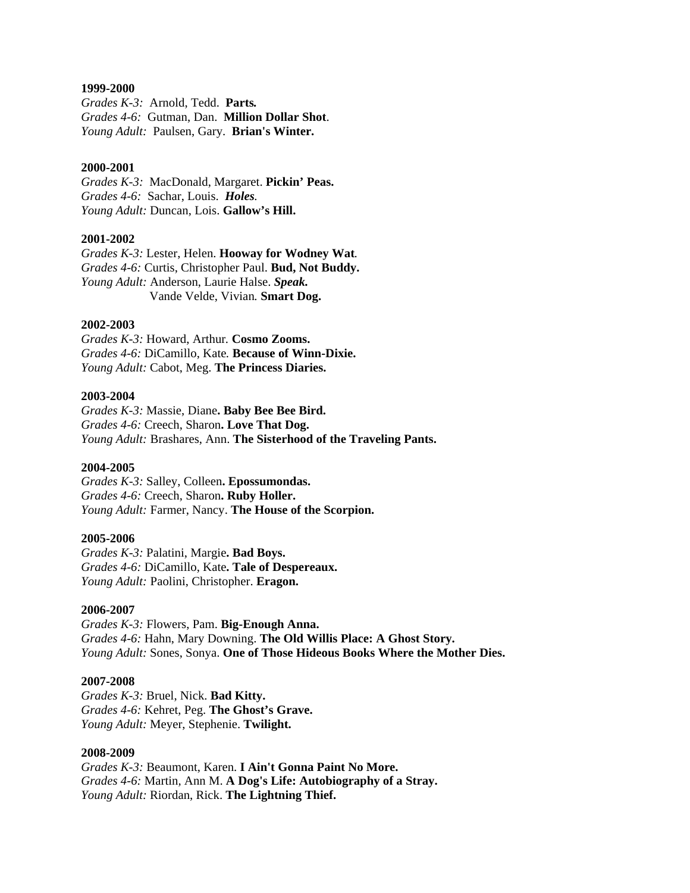**1999-2000**
*Grades K-3:* Arnold, Tedd. **Parts.**
*Grades 4-6:* Gutman, Dan. **Million Dollar Shot**.
*Young Adult:* Paulsen, Gary. **Brian's Winter.**

**2000-2001**
*Grades K-3:* MacDonald, Margaret. **Pickin' Peas.**
*Grades 4-6:* Sachar, Louis. ***Holes.***
*Young Adult:* Duncan, Lois. **Gallow's Hill.**

**2001-2002**
*Grades K-3:* Lester, Helen. **Hooway for Wodney Wat**.
*Grades 4-6:* Curtis, Christopher Paul. **Bud, Not Buddy.**
*Young Adult:* Anderson, Laurie Halse. ***Speak.***
Vande Velde, Vivian. **Smart Dog.**

**2002-2003**
*Grades K-3:* Howard, Arthur. **Cosmo Zooms.**
*Grades 4-6:* DiCamillo, Kate. **Because of Winn-Dixie.**
*Young Adult:* Cabot, Meg. **The Princess Diaries.**

**2003-2004**
*Grades K-3:* Massie, Diane**. Baby Bee Bee Bird.**
*Grades 4-6:* Creech, Sharon**. Love That Dog.**
*Young Adult:* Brashares, Ann. **The Sisterhood of the Traveling Pants.**

**2004-2005**
*Grades K-3:* Salley, Colleen**. Epossumondas.**
*Grades 4-6:* Creech, Sharon**. Ruby Holler.**
*Young Adult:* Farmer, Nancy. **The House of the Scorpion.**

**2005-2006**
*Grades K-3:* Palatini, Margie**. Bad Boys.**
*Grades 4-6:* DiCamillo, Kate**. Tale of Despereaux.**
*Young Adult:* Paolini, Christopher. **Eragon.**

**2006-2007**
*Grades K-3:* Flowers, Pam. **Big-Enough Anna.**
*Grades 4-6:* Hahn, Mary Downing. **The Old Willis Place: A Ghost Story.**
*Young Adult:* Sones, Sonya. **One of Those Hideous Books Where the Mother Dies.**

**2007-2008**
*Grades K-3:* Bruel, Nick. **Bad Kitty.**
*Grades 4-6:* Kehret, Peg. **The Ghost's Grave.**
*Young Adult:* Meyer, Stephenie. **Twilight.**

**2008-2009**
*Grades K-3:* Beaumont, Karen. **I Ain't Gonna Paint No More.**
*Grades 4-6:* Martin, Ann M. **A Dog's Life: Autobiography of a Stray.**
*Young Adult:* Riordan, Rick. **The Lightning Thief.**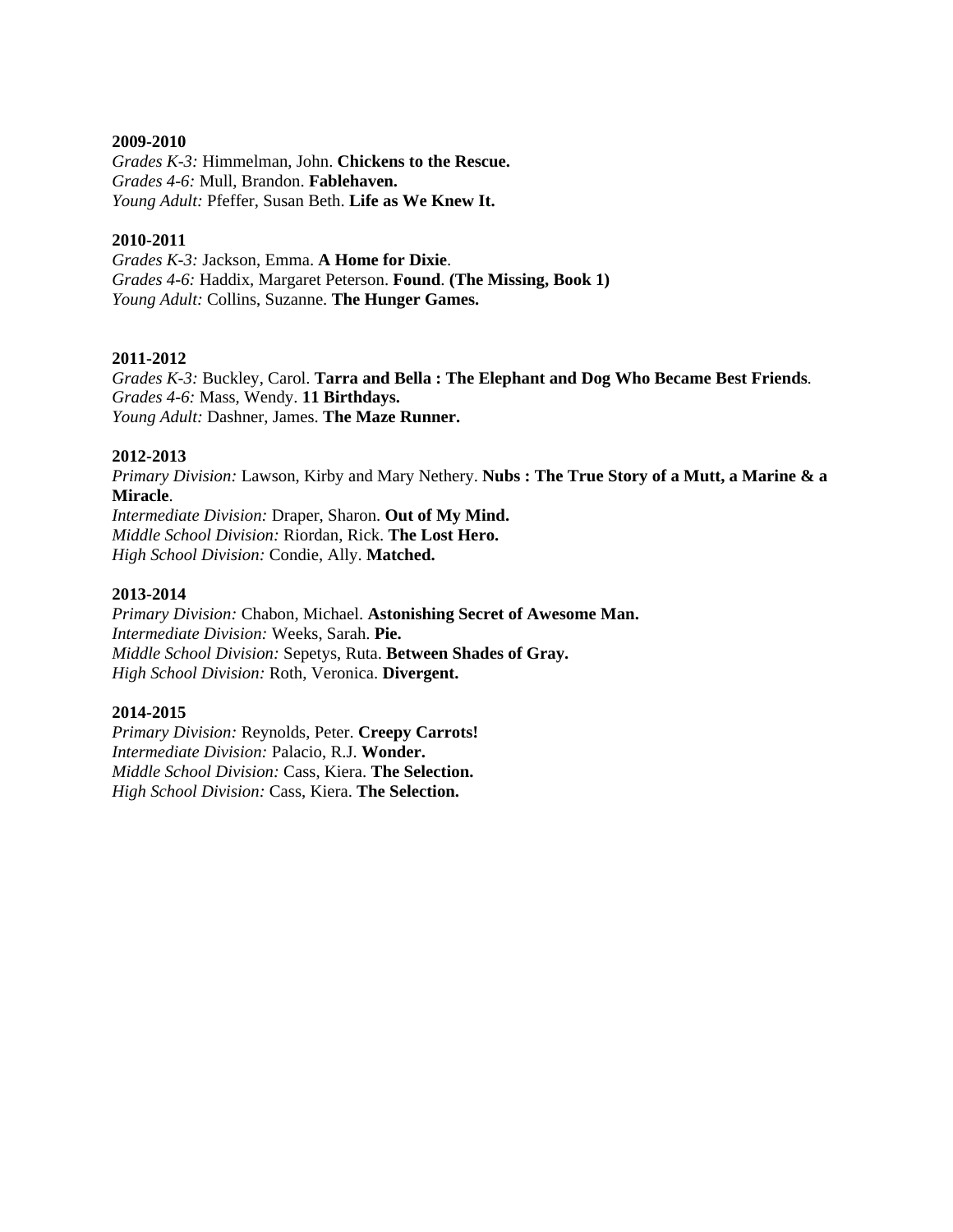**2009-2010**
*Grades K-3:* Himmelman, John. **Chickens to the Rescue.**
*Grades 4-6:* Mull, Brandon. **Fablehaven.**
*Young Adult:* Pfeffer, Susan Beth. **Life as We Knew It.**

**2010-2011**
*Grades K-3:* Jackson, Emma. **A Home for Dixie**.
*Grades 4-6:* Haddix, Margaret Peterson. **Found**. **(The Missing, Book 1)**
*Young Adult:* Collins, Suzanne. **The Hunger Games.**

**2011-2012**
*Grades K-3:* Buckley, Carol. **Tarra and Bella : The Elephant and Dog Who Became Best Friends**.
*Grades 4-6:* Mass, Wendy. **11 Birthdays.**
*Young Adult:* Dashner, James. **The Maze Runner.**

**2012-2013**
*Primary Division:* Lawson, Kirby and Mary Nethery. **Nubs : The True Story of a Mutt, a Marine & a Miracle**.
*Intermediate Division:* Draper, Sharon. **Out of My Mind.**
*Middle School Division:* Riordan, Rick. **The Lost Hero.**
*High School Division:* Condie, Ally. **Matched.**

**2013-2014**
*Primary Division:* Chabon, Michael. **Astonishing Secret of Awesome Man.**
*Intermediate Division:* Weeks, Sarah. **Pie.**
*Middle School Division:* Sepetys, Ruta. **Between Shades of Gray.**
*High School Division:* Roth, Veronica. **Divergent.**

**2014-2015**
*Primary Division:* Reynolds, Peter. **Creepy Carrots!**
*Intermediate Division:* Palacio, R.J. **Wonder.**
*Middle School Division:* Cass, Kiera. **The Selection.**
*High School Division:* Cass, Kiera. **The Selection.**